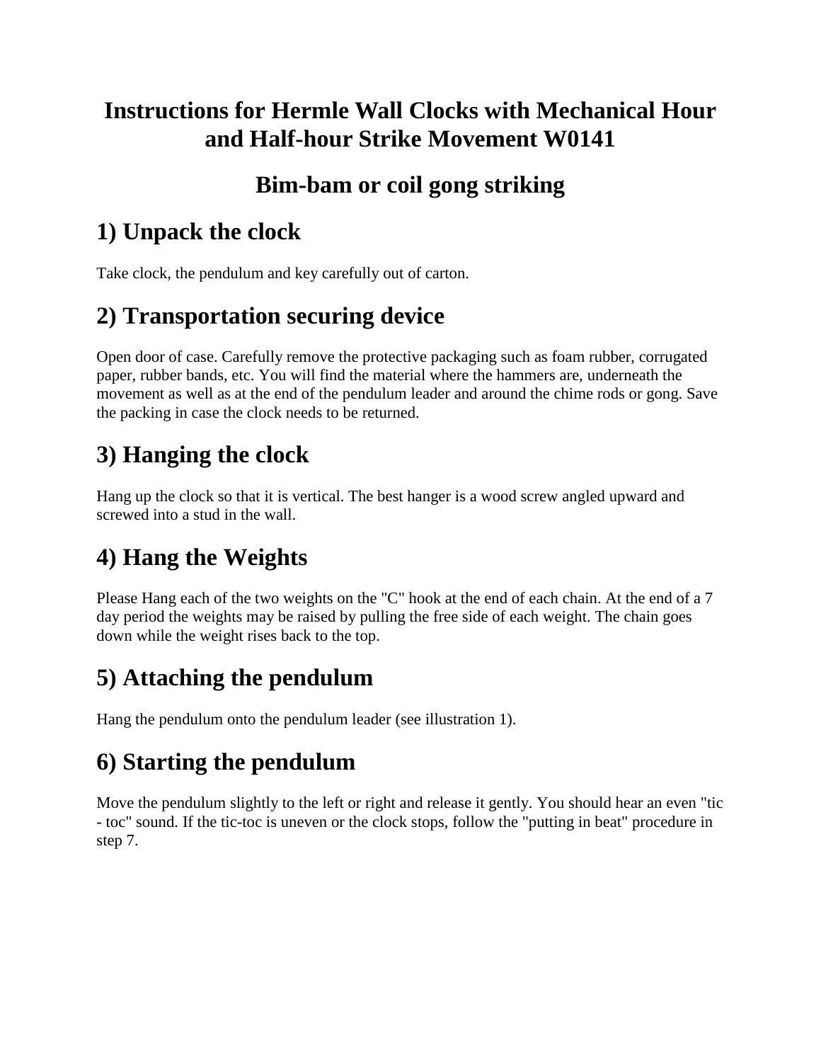# Instructions for Hermle Wall Clocks with Mechanical Hour and Half-hour Strike Movement W0141

## Bim-bam or coil gong striking

## 1) Unpack the clock

Take clock, the pendulum and key carefully out of carton.

## 2) Transportation securing device

Open door of case. Carefully remove the protective packaging such as foam rubber, corrugated paper, rubber bands, etc. You will find the material where the hammers are, underneath the movement as well as at the end of the pendulum leader and around the chime rods or gong. Save the packing in case the clock needs to be returned.

## 3) Hanging the clock

Hang up the clock so that it is vertical. The best hanger is a wood screw angled upward and screwed into a stud in the wall.

## 4) Hang the Weights

Please Hang each of the two weights on the "C" hook at the end of each chain. At the end of a 7 day period the weights may be raised by pulling the free side of each weight. The chain goes down while the weight rises back to the top.

## 5) Attaching the pendulum

Hang the pendulum onto the pendulum leader (see illustration 1).

## 6) Starting the pendulum

Move the pendulum slightly to the left or right and release it gently. You should hear an even "tic - toc" sound. If the tic-toc is uneven or the clock stops, follow the "putting in beat" procedure in step 7.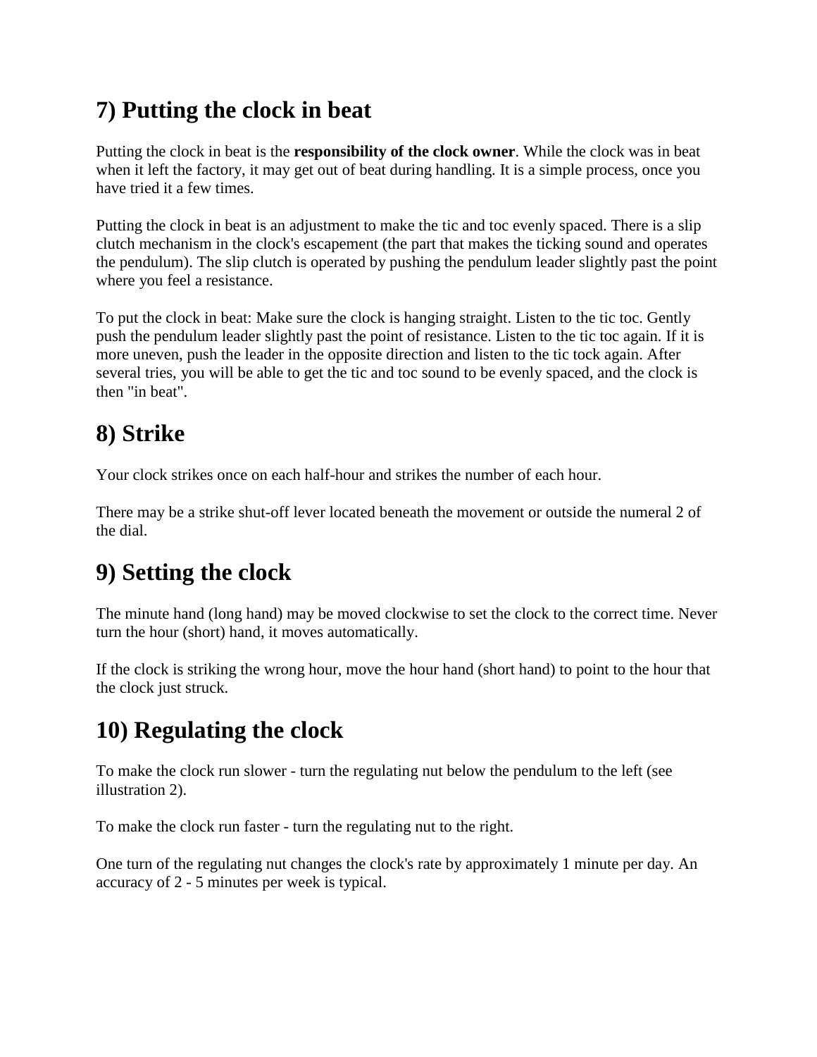## 7) Putting the clock in beat

Putting the clock in beat is the **responsibility of the clock owner**. While the clock was in beat when it left the factory, it may get out of beat during handling. It is a simple process, once you have tried it a few times.

Putting the clock in beat is an adjustment to make the tic and toc evenly spaced. There is a slip clutch mechanism in the clock's escapement (the part that makes the ticking sound and operates the pendulum). The slip clutch is operated by pushing the pendulum leader slightly past the point where you feel a resistance.

To put the clock in beat: Make sure the clock is hanging straight. Listen to the tic toc. Gently push the pendulum leader slightly past the point of resistance. Listen to the tic toc again. If it is more uneven, push the leader in the opposite direction and listen to the tic tock again. After several tries, you will be able to get the tic and toc sound to be evenly spaced, and the clock is then "in beat".

## 8) Strike

Your clock strikes once on each half-hour and strikes the number of each hour.

There may be a strike shut-off lever located beneath the movement or outside the numeral 2 of the dial.

## 9) Setting the clock

The minute hand (long hand) may be moved clockwise to set the clock to the correct time. Never turn the hour (short) hand, it moves automatically.

If the clock is striking the wrong hour, move the hour hand (short hand) to point to the hour that the clock just struck.

## 10) Regulating the clock

To make the clock run slower - turn the regulating nut below the pendulum to the left (see illustration 2).

To make the clock run faster - turn the regulating nut to the right.

One turn of the regulating nut changes the clock's rate by approximately 1 minute per day. An accuracy of 2 - 5 minutes per week is typical.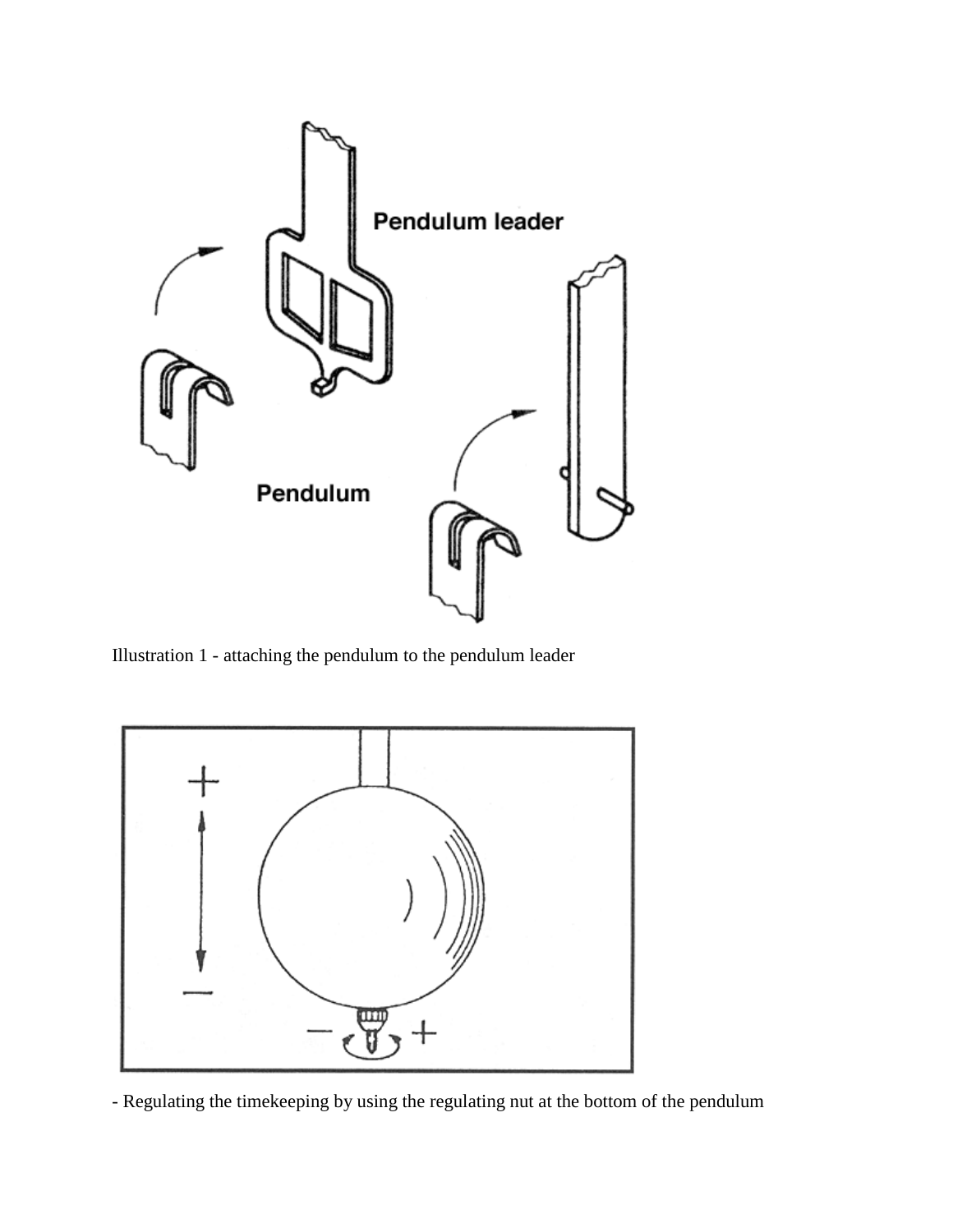Illustration 1 - attaching the pendulum to the pendulum leader

- Regulating the timekeeping by using the regulating nut at the bottom of the pendulum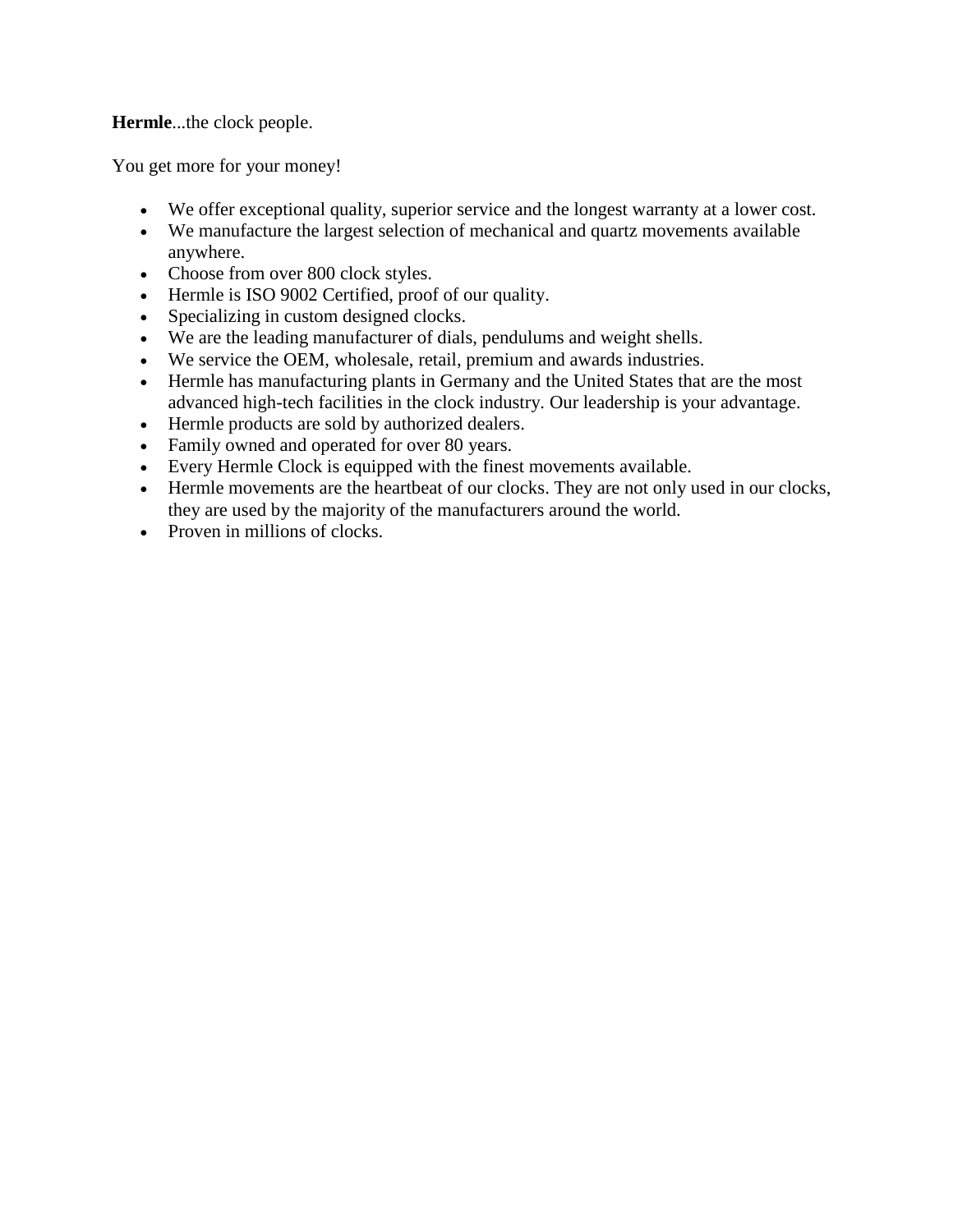**Hermle**...the clock people.

You get more for your money!

- We offer exceptional quality, superior service and the longest warranty at a lower cost.
- We manufacture the largest selection of mechanical and quartz movements available anywhere.
- Choose from over 800 clock styles.
- Hermle is ISO 9002 Certified, proof of our quality.
- Specializing in custom designed clocks.
- We are the leading manufacturer of dials, pendulums and weight shells.
- We service the OEM, wholesale, retail, premium and awards industries.
- Hermle has manufacturing plants in Germany and the United States that are the most advanced high-tech facilities in the clock industry. Our leadership is your advantage.
- Hermle products are sold by authorized dealers.
- Family owned and operated for over 80 years.
- Every Hermle Clock is equipped with the finest movements available.
- Hermle movements are the heartbeat of our clocks. They are not only used in our clocks, they are used by the majority of the manufacturers around the world.
- Proven in millions of clocks.